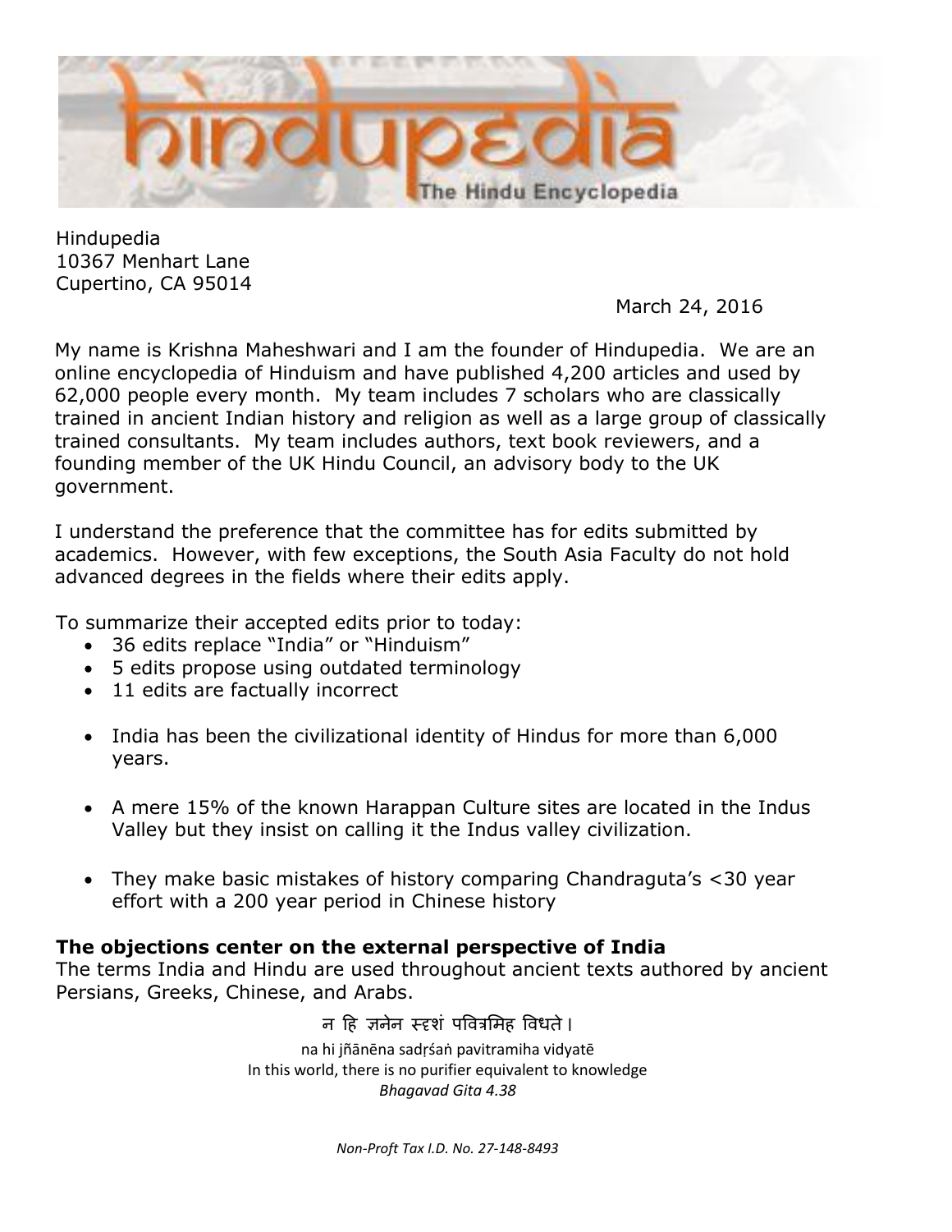hindupedia

The Hindu Encyclopedia

Hindupedia
10367 Menhart Lane
Cupertino, CA 95014

March 24, 2016

My name is Krishna Maheshwari and I am the founder of Hindupedia. We are an online encyclopedia of Hinduism and have published 4,200 articles and used by 62,000 people every month. My team includes 7 scholars who are classically trained in ancient Indian history and religion as well as a large group of classically trained consultants. My team includes authors, text book reviewers, and a founding member of the UK Hindu Council, an advisory body to the UK government.

I understand the preference that the committee has for edits submitted by academics. However, with few exceptions, the South Asia Faculty do not hold advanced degrees in the fields where their edits apply.

To summarize their accepted edits prior to today:

- 36 edits replace "India" or "Hinduism"
- 5 edits propose using outdated terminology
- 11 edits are factually incorrect

- India has been the civilizational identity of Hindus for more than 6,000 years.
- A mere 15% of the known Harappan Culture sites are located in the Indus Valley but they insist on calling it the Indus valley civilization.
- They make basic mistakes of history comparing Chandraguta's <30 year effort with a 200 year period in Chinese history

**The objections center on the external perspective of India**

The terms India and Hindu are used throughout ancient texts authored by ancient Persians, Greeks, Chinese, and Arabs.

न हि ज्ञनेन स्द्रशं पवित्रमिह विधते ।

na hi jñānēna sadṛśaṅ pavitramiha vidyatē
In this world, there is no purifier equivalent to knowledge
*Bhagavad Gita 4.38*

*Non-Proft Tax I.D. No. 27-148-8493*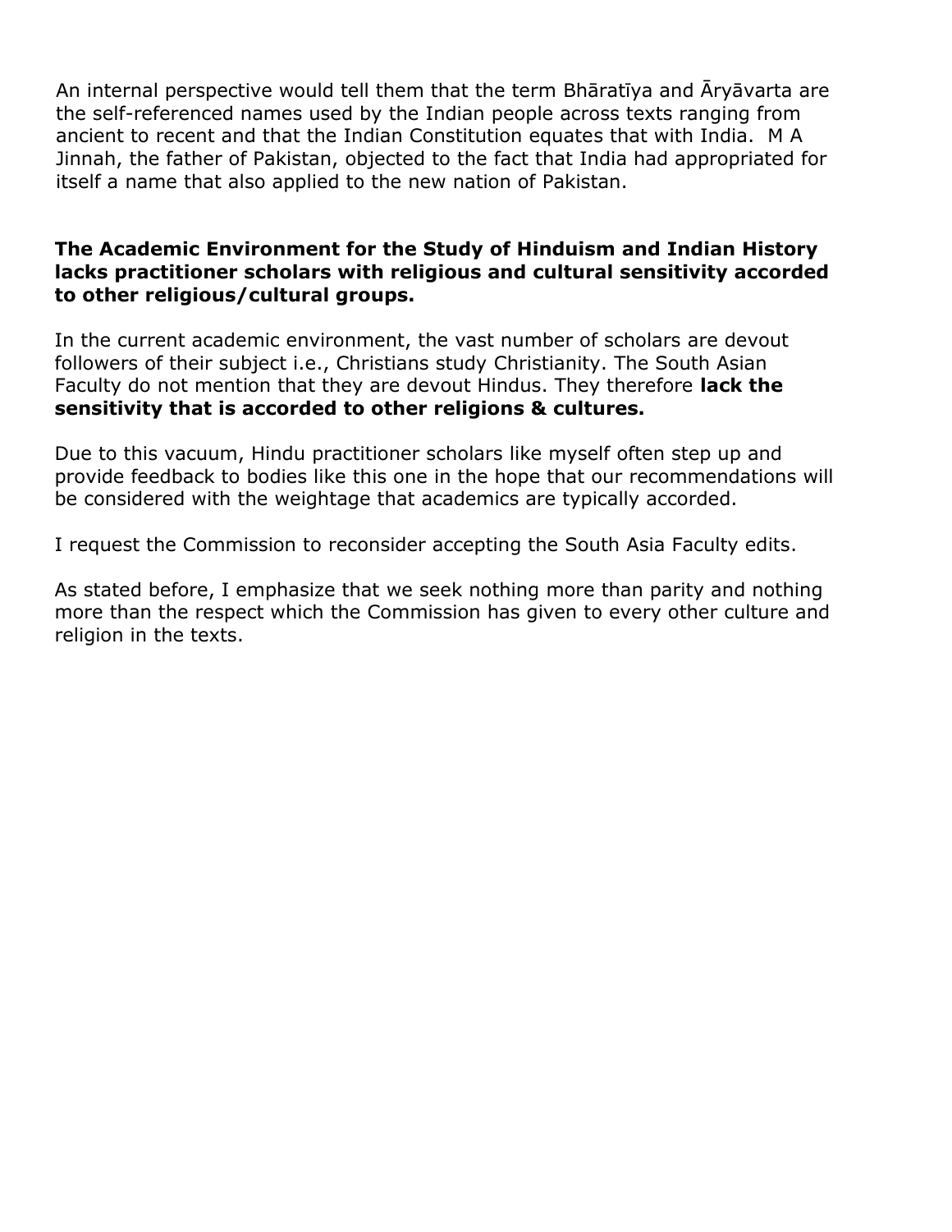An internal perspective would tell them that the term Bhāratīya and Āryāvarta are the self-referenced names used by the Indian people across texts ranging from ancient to recent and that the Indian Constitution equates that with India. M A Jinnah, the father of Pakistan, objected to the fact that India had appropriated for itself a name that also applied to the new nation of Pakistan.

**The Academic Environment for the Study of Hinduism and Indian History lacks practitioner scholars with religious and cultural sensitivity accorded to other religious/cultural groups.**

In the current academic environment, the vast number of scholars are devout followers of their subject i.e., Christians study Christianity. The South Asian Faculty do not mention that they are devout Hindus. They therefore **lack the sensitivity that is accorded to other religions & cultures.**

Due to this vacuum, Hindu practitioner scholars like myself often step up and provide feedback to bodies like this one in the hope that our recommendations will be considered with the weightage that academics are typically accorded.

I request the Commission to reconsider accepting the South Asia Faculty edits.

As stated before, I emphasize that we seek nothing more than parity and nothing more than the respect which the Commission has given to every other culture and religion in the texts.